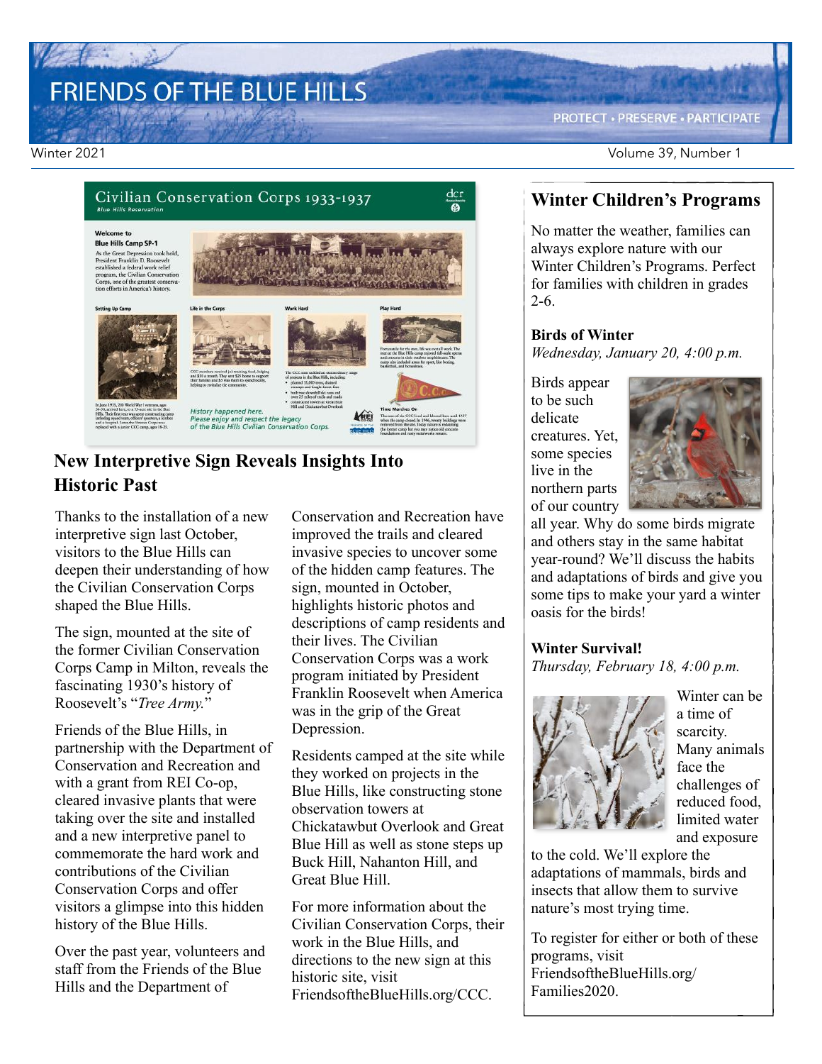# FRIENDS OF THE BLUE HILLS

PROTECT • PRESERVE • PARTICIPATE

Winter 2021

Volume 39, Number 1

## New Interpretive Sign Reveals Insights Into Historic Past

Thanks to the installation of a new interpretive sign last October, visitors to the Blue Hills can deepen their understanding of how the Civilian Conservation Corps shaped the Blue Hills.

The sign, mounted at the site of the former Civilian Conservation Corps Camp in Milton, reveals the fascinating 1930's history of Roosevelt's "*Tree Army.*"

Friends of the Blue Hills, in partnership with the Department of Conservation and Recreation and with a grant from REI Co-op, cleared invasive plants that were taking over the site and installed and a new interpretive panel to commemorate the hard work and contributions of the Civilian Conservation Corps and offer visitors a glimpse into this hidden history of the Blue Hills.

Over the past year, volunteers and staff from the Friends of the Blue Hills and the Department of Conservation and Recreation have improved the trails and cleared invasive species to uncover some of the hidden camp features. The sign, mounted in October, highlights historic photos and descriptions of camp residents and their lives. The Civilian Conservation Corps was a work program initiated by President Franklin Roosevelt when America was in the grip of the Great Depression.

Residents camped at the site while they worked on projects in the Blue Hills, like constructing stone observation towers at Chickatawbut Overlook and Great Blue Hill as well as stone steps up Buck Hill, Nahanton Hill, and Great Blue Hill.

For more information about the Civilian Conservation Corps, their work in the Blue Hills, and directions to the new sign at this historic site, visit FriendsoftheBlueHills.org/CCC.

## Winter Children's Programs

No matter the weather, families can always explore nature with our Winter Children's Programs. Perfect for families with children in grades 2-6.

**Birds of Winter**
*Wednesday, January 20, 4:00 p.m.*

Birds appear to be such delicate creatures. Yet, some species live in the northern parts of our country all year. Why do some birds migrate and others stay in the same habitat year-round? We'll discuss the habits and adaptations of birds and give you some tips to make your yard a winter oasis for the birds!

**Winter Survival!**
*Thursday, February 18, 4:00 p.m.*

Winter can be a time of scarcity. Many animals face the challenges of reduced food, limited water and exposure to the cold. We'll explore the adaptations of mammals, birds and insects that allow them to survive nature's most trying time.

To register for either or both of these programs, visit FriendsoftheBlueHills.org/Families2020.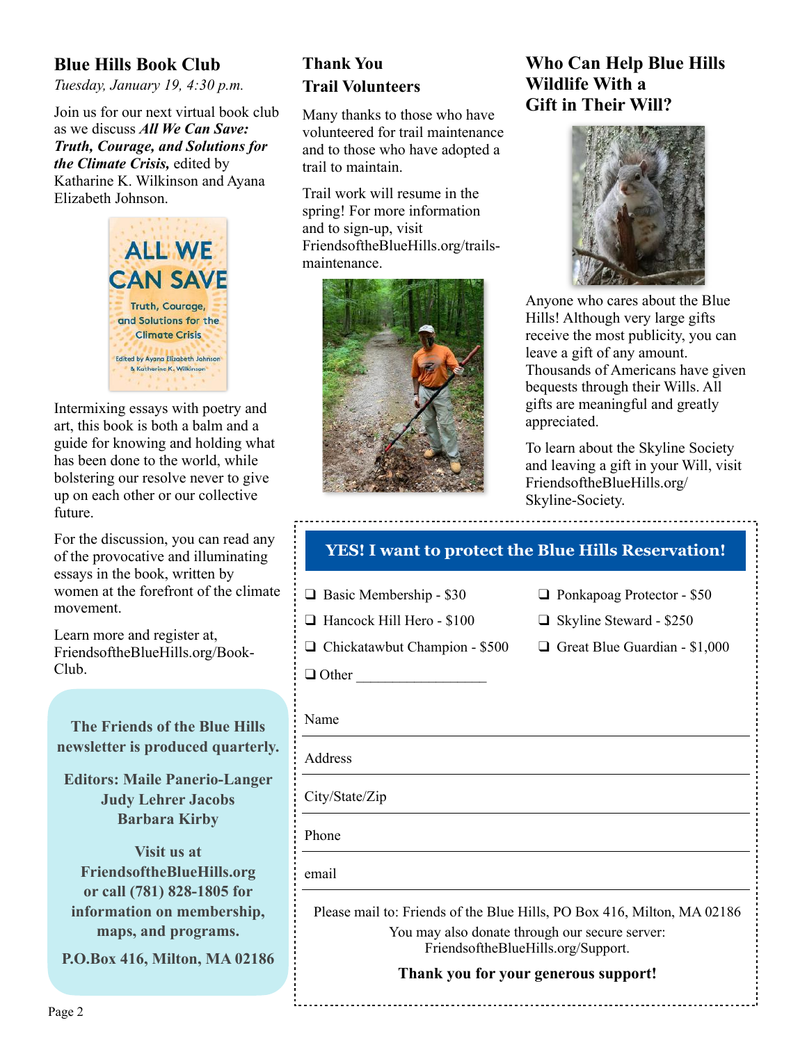## Blue Hills Book Club

*Tuesday, January 19, 4:30 p.m.*

Join us for our next virtual book club as we discuss ***All We Can Save: Truth, Courage, and Solutions for the Climate Crisis,*** edited by Katharine K. Wilkinson and Ayana Elizabeth Johnson.

Intermixing essays with poetry and art, this book is both a balm and a guide for knowing and holding what has been done to the world, while bolstering our resolve never to give up on each other or our collective future.

For the discussion, you can read any of the provocative and illuminating essays in the book, written by women at the forefront of the climate movement.

Learn more and register at, FriendsoftheBlueHills.org/Book-Club.

**The Friends of the Blue Hills newsletter is produced quarterly.**

**Editors: Maile Panerio-Langer**
**Judy Lehrer Jacobs**
**Barbara Kirby**

**Visit us at FriendsoftheBlueHills.org or call (781) 828-1805 for information on membership, maps, and programs.**

**P.O.Box 416, Milton, MA 02186**

## Thank You Trail Volunteers

Many thanks to those who have volunteered for trail maintenance and to those who have adopted a trail to maintain.

Trail work will resume in the spring! For more information and to sign-up, visit FriendsoftheBlueHills.org/trails-maintenance.

## Who Can Help Blue Hills Wildlife With a Gift in Their Will?

Anyone who cares about the Blue Hills! Although very large gifts receive the most publicity, you can leave a gift of any amount. Thousands of Americans have given bequests through their Wills. All gifts are meaningful and greatly appreciated.

To learn about the Skyline Society and leaving a gift in your Will, visit FriendsoftheBlueHills.org/Skyline-Society.

---

### YES! I want to protect the Blue Hills Reservation!

- ❑ Basic Membership - $30
- ❑ Ponkapoag Protector - $50
- ❑ Hancock Hill Hero - $100
- ❑ Skyline Steward - $250
- ❑ Chickatawbut Champion - $500
- ❑ Great Blue Guardian - $1,000
- ❑ Other ___________________

Name

Address

City/State/Zip

Phone

email

Please mail to: Friends of the Blue Hills, PO Box 416, Milton, MA 02186

You may also donate through our secure server: FriendsoftheBlueHills.org/Support.

**Thank you for your generous support!**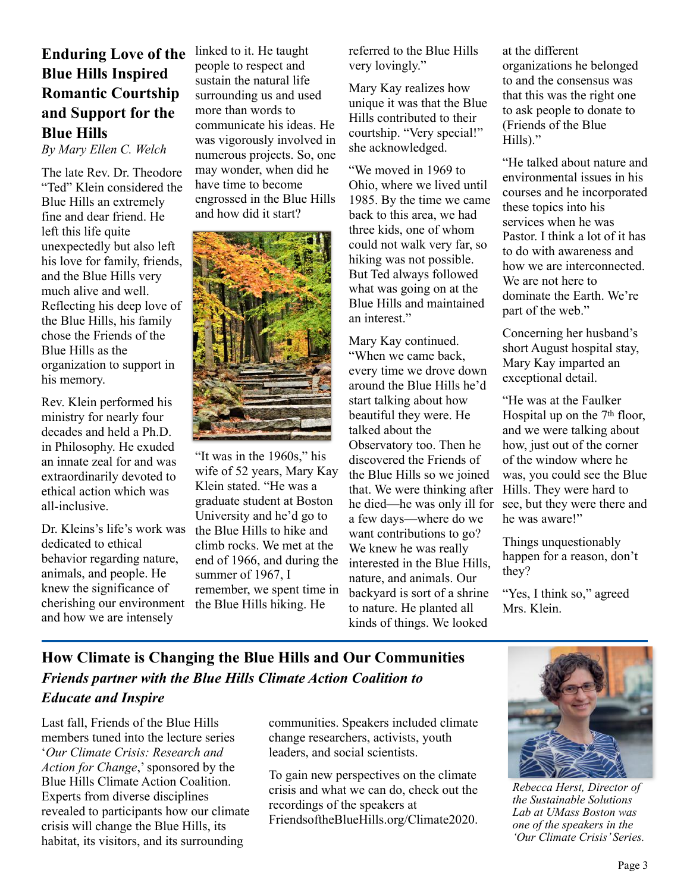## Enduring Love of the Blue Hills Inspired Romantic Courtship and Support for the Blue Hills

*By Mary Ellen C. Welch*

The late Rev. Dr. Theodore "Ted" Klein considered the Blue Hills an extremely fine and dear friend. He left this life quite unexpectedly but also left his love for family, friends, and the Blue Hills very much alive and well. Reflecting his deep love of the Blue Hills, his family chose the Friends of the Blue Hills as the organization to support in his memory.

Rev. Klein performed his ministry for nearly four decades and held a Ph.D. in Philosophy. He exuded an innate zeal for and was extraordinarily devoted to ethical action which was all-inclusive.

Dr. Kleins's life's work was dedicated to ethical behavior regarding nature, animals, and people. He knew the significance of cherishing our environment and how we are intensely linked to it. He taught people to respect and sustain the natural life surrounding us and used more than words to communicate his ideas. He was vigorously involved in numerous projects. So, one may wonder, when did he have time to become engrossed in the Blue Hills and how did it start?

"It was in the 1960s," his wife of 52 years, Mary Kay Klein stated. "He was a graduate student at Boston University and he'd go to the Blue Hills to hike and climb rocks. We met at the end of 1966, and during the summer of 1967, I remember, we spent time in the Blue Hills hiking. He referred to the Blue Hills very lovingly."

Mary Kay realizes how unique it was that the Blue Hills contributed to their courtship. "Very special!" she acknowledged.

"We moved in 1969 to Ohio, where we lived until 1985. By the time we came back to this area, we had three kids, one of whom could not walk very far, so hiking was not possible. But Ted always followed what was going on at the Blue Hills and maintained an interest."

Mary Kay continued. "When we came back, every time we drove down around the Blue Hills he'd start talking about how beautiful they were. He talked about the Observatory too. Then he discovered the Friends of the Blue Hills so we joined that. We were thinking after he died—he was only ill for a few days—where do we want contributions to go? We knew he was really interested in the Blue Hills, nature, and animals. Our backyard is sort of a shrine to nature. He planted all kinds of things. We looked at the different organizations he belonged to and the consensus was that this was the right one to ask people to donate to (Friends of the Blue Hills)."

"He talked about nature and environmental issues in his courses and he incorporated these topics into his services when he was Pastor. I think a lot of it has to do with awareness and how we are interconnected. We are not here to dominate the Earth. We're part of the web."

Concerning her husband's short August hospital stay, Mary Kay imparted an exceptional detail.

"He was at the Faulker Hospital up on the 7th floor, and we were talking about how, just out of the corner of the window where he was, you could see the Blue Hills. They were hard to see, but they were there and he was aware!"

Things unquestionably happen for a reason, don't they?

"Yes, I think so," agreed Mrs. Klein.

## How Climate is Changing the Blue Hills and Our Communities

### *Friends partner with the Blue Hills Climate Action Coalition to Educate and Inspire*

Last fall, Friends of the Blue Hills members tuned into the lecture series '*Our Climate Crisis: Research and Action for Change*,' sponsored by the Blue Hills Climate Action Coalition. Experts from diverse disciplines revealed to participants how our climate crisis will change the Blue Hills, its habitat, its visitors, and its surrounding communities. Speakers included climate change researchers, activists, youth leaders, and social scientists.

To gain new perspectives on the climate crisis and what we can do, check out the recordings of the speakers at FriendsoftheBlueHills.org/Climate2020.

*Rebecca Herst, Director of the Sustainable Solutions Lab at UMass Boston was one of the speakers in the 'Our Climate Crisis' Series.*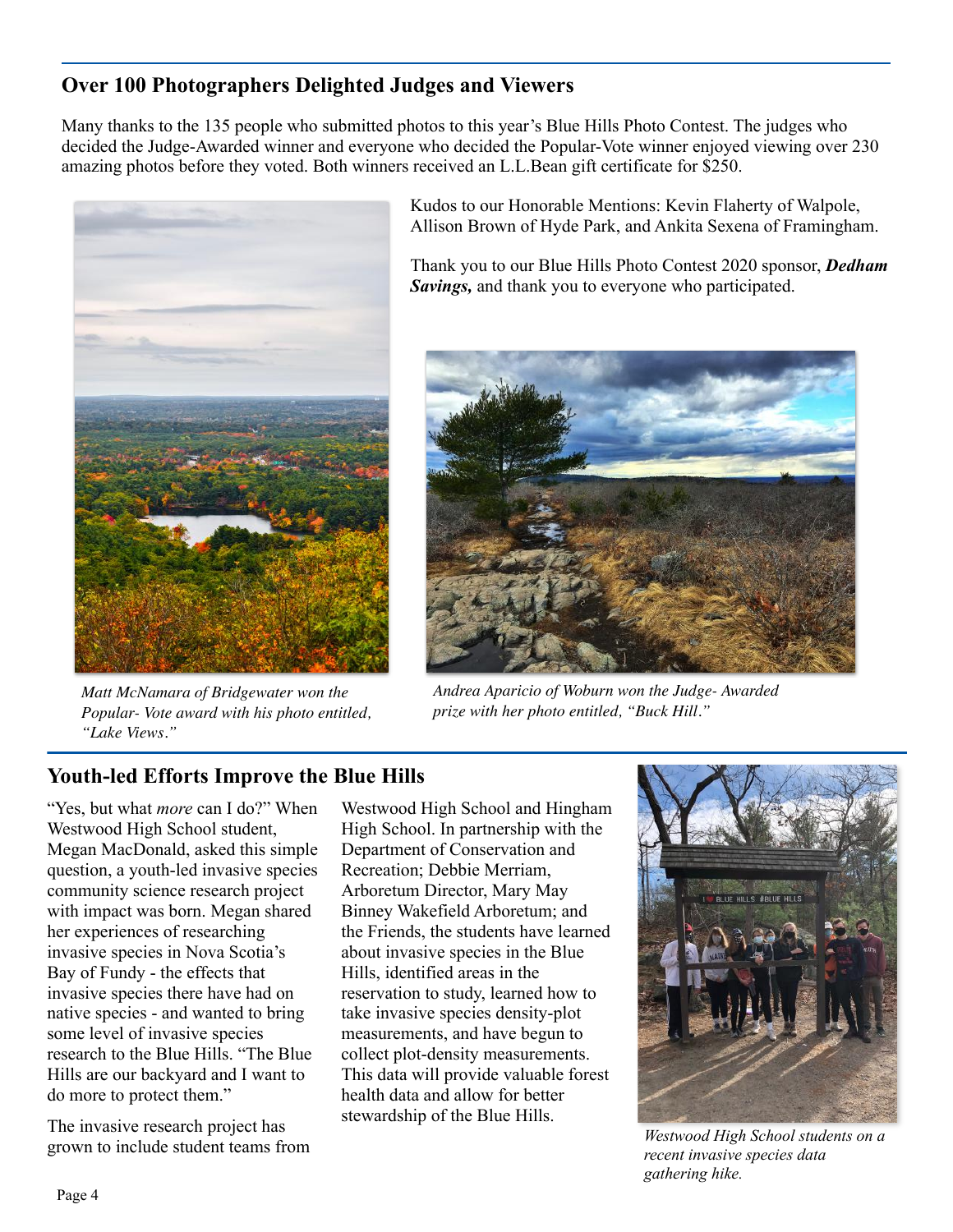## Over 100 Photographers Delighted Judges and Viewers

Many thanks to the 135 people who submitted photos to this year's Blue Hills Photo Contest. The judges who decided the Judge-Awarded winner and everyone who decided the Popular-Vote winner enjoyed viewing over 230 amazing photos before they voted. Both winners received an L.L.Bean gift certificate for $250.

Kudos to our Honorable Mentions: Kevin Flaherty of Walpole, Allison Brown of Hyde Park, and Ankita Sexena of Framingham.

Thank you to our Blue Hills Photo Contest 2020 sponsor, ***Dedham Savings,*** and thank you to everyone who participated.

*Matt McNamara of Bridgewater won the Popular- Vote award with his photo entitled, "Lake Views."*

*Andrea Aparicio of Woburn won the Judge- Awarded prize with her photo entitled, "Buck Hill."*

## Youth-led Efforts Improve the Blue Hills

"Yes, but what *more* can I do?" When Westwood High School student, Megan MacDonald, asked this simple question, a youth-led invasive species community science research project with impact was born. Megan shared her experiences of researching invasive species in Nova Scotia's Bay of Fundy - the effects that invasive species there have had on native species - and wanted to bring some level of invasive species research to the Blue Hills. "The Blue Hills are our backyard and I want to do more to protect them."

The invasive research project has grown to include student teams from Westwood High School and Hingham High School. In partnership with the Department of Conservation and Recreation; Debbie Merriam, Arboretum Director, Mary May Binney Wakefield Arboretum; and the Friends, the students have learned about invasive species in the Blue Hills, identified areas in the reservation to study, learned how to take invasive species density-plot measurements, and have begun to collect plot-density measurements. This data will provide valuable forest health data and allow for better stewardship of the Blue Hills.

*Westwood High School students on a recent invasive species data gathering hike.*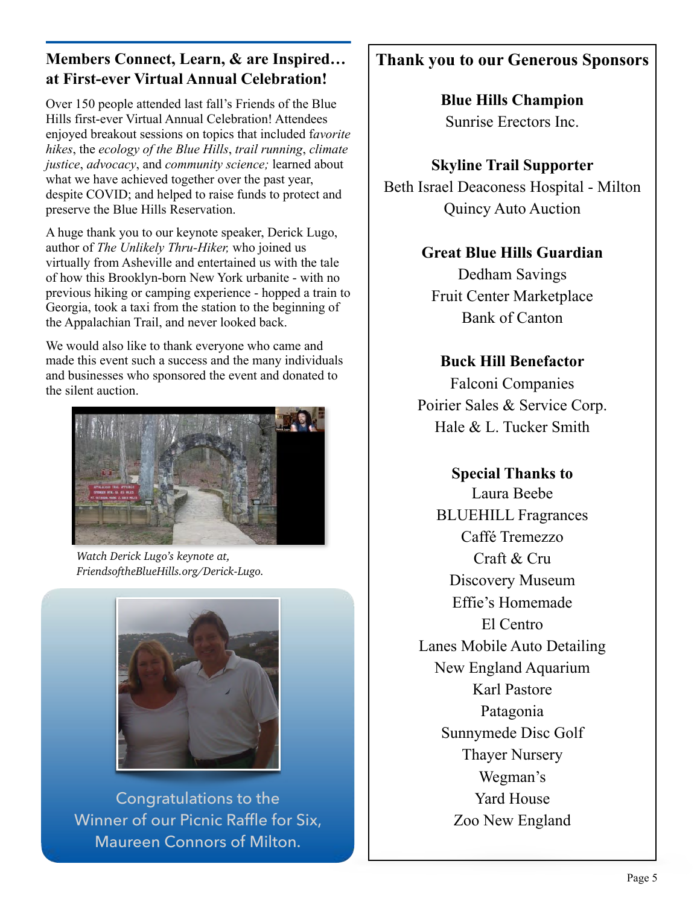## Members Connect, Learn, & are Inspired… at First-ever Virtual Annual Celebration!

Over 150 people attended last fall's Friends of the Blue Hills first-ever Virtual Annual Celebration! Attendees enjoyed breakout sessions on topics that included f*avorite hikes*, the *ecology of the Blue Hills*, *trail running*, *climate justice*, *advocacy*, and *community science;* learned about what we have achieved together over the past year, despite COVID; and helped to raise funds to protect and preserve the Blue Hills Reservation.

A huge thank you to our keynote speaker, Derick Lugo, author of *The Unlikely Thru-Hiker,* who joined us virtually from Asheville and entertained us with the tale of how this Brooklyn-born New York urbanite - with no previous hiking or camping experience - hopped a train to Georgia, took a taxi from the station to the beginning of the Appalachian Trail, and never looked back.

We would also like to thank everyone who came and made this event such a success and the many individuals and businesses who sponsored the event and donated to the silent auction.

*Watch Derick Lugo's keynote at, FriendsoftheBlueHills.org/Derick-Lugo.*

Congratulations to the Winner of our Picnic Raffle for Six, Maureen Connors of Milton.

## Thank you to our Generous Sponsors

**Blue Hills Champion**

Sunrise Erectors Inc.

**Skyline Trail Supporter**

Beth Israel Deaconess Hospital - Milton
Quincy Auto Auction

**Great Blue Hills Guardian**

Dedham Savings
Fruit Center Marketplace
Bank of Canton

**Buck Hill Benefactor**

Falconi Companies
Poirier Sales & Service Corp.
Hale & L. Tucker Smith

**Special Thanks to**

Laura Beebe
BLUEHILL Fragrances
Caffé Tremezzo
Craft & Cru
Discovery Museum
Effie's Homemade
El Centro
Lanes Mobile Auto Detailing
New England Aquarium
Karl Pastore
Patagonia
Sunnymede Disc Golf
Thayer Nursery
Wegman's
Yard House
Zoo New England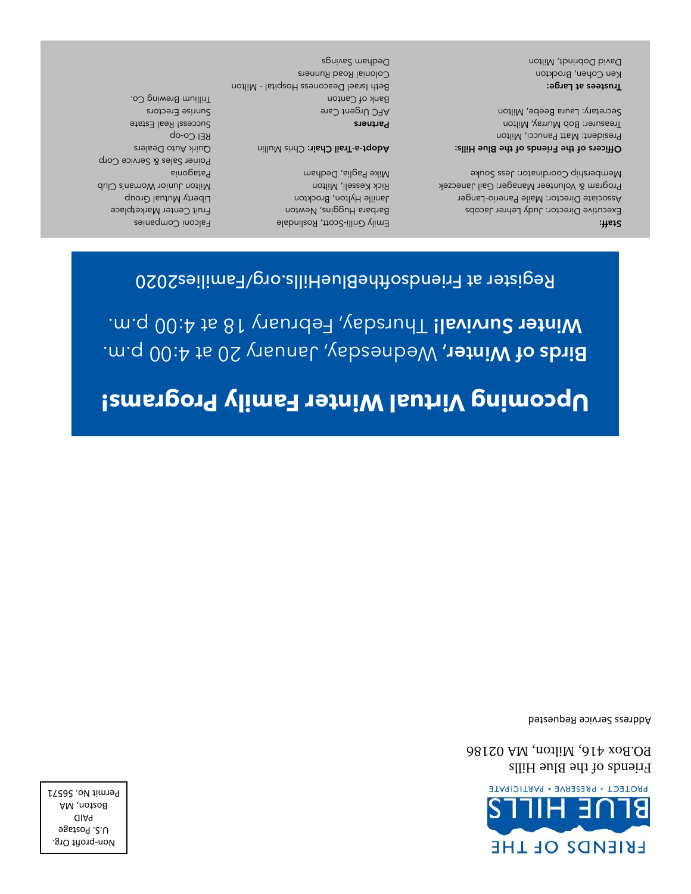**Staff:**

Executive Director: Judy Lehrer Jacobs
Associate Director: Maile Panerio-Langer
Program & Volunteer Manager: Gail Janeczek
Membership Coordinator: Jess Souke

**Officers of the Friends of the Blue Hills:**

President: Matt Panucci, Milton
Treasurer: Bob Murray, Milton
Secretary: Laura Beebe, Milton

**Trustees at Large:**

Ken Cohen, Brockton
David Dobrindt, Milton
Emily Grilli-Scott, Roslindale
Barbara Huggins, Newton
Janille Hylton, Brockton
Rick Kesseli, Milton
Mike Paglia, Dedham

**Adopt-a-Trail Chair:** Chris Mullin

**Partners**

AFC Urgent Care
Bank of Canton
Beth Israel Deaconess Hospital - Milton
Colonial Road Runners
Dedham Savings
Falconi Companies
Fruit Center Marketplace
Liberty Mutual Group
Milton Junior Woman's Club
Patagonia
Poirier Sales & Service Corp
Quirk Auto Dealers
REI Co-op
Success! Real Estate
Sunrise Erectors
Trillium Brewing Co.

# Upcoming Virtual Winter Family Programs!

**Birds of Winter,** Wednesday, January 20 at 4:00 p.m.

**Winter Survival!** Thursday, February 18 at 4:00 p.m.

Register at FriendsoftheBlueHills.org/Families2020

FRIENDS OF THE BLUE HILLS
PROTECT • PRESERVE • PARTICIPATE

Friends of the Blue Hills
P.O.Box 416, Milton, MA 02186

Address Service Requested

Non-profit Org.
U.S. Postage
PAID
Boston, MA
Permit No. 56571